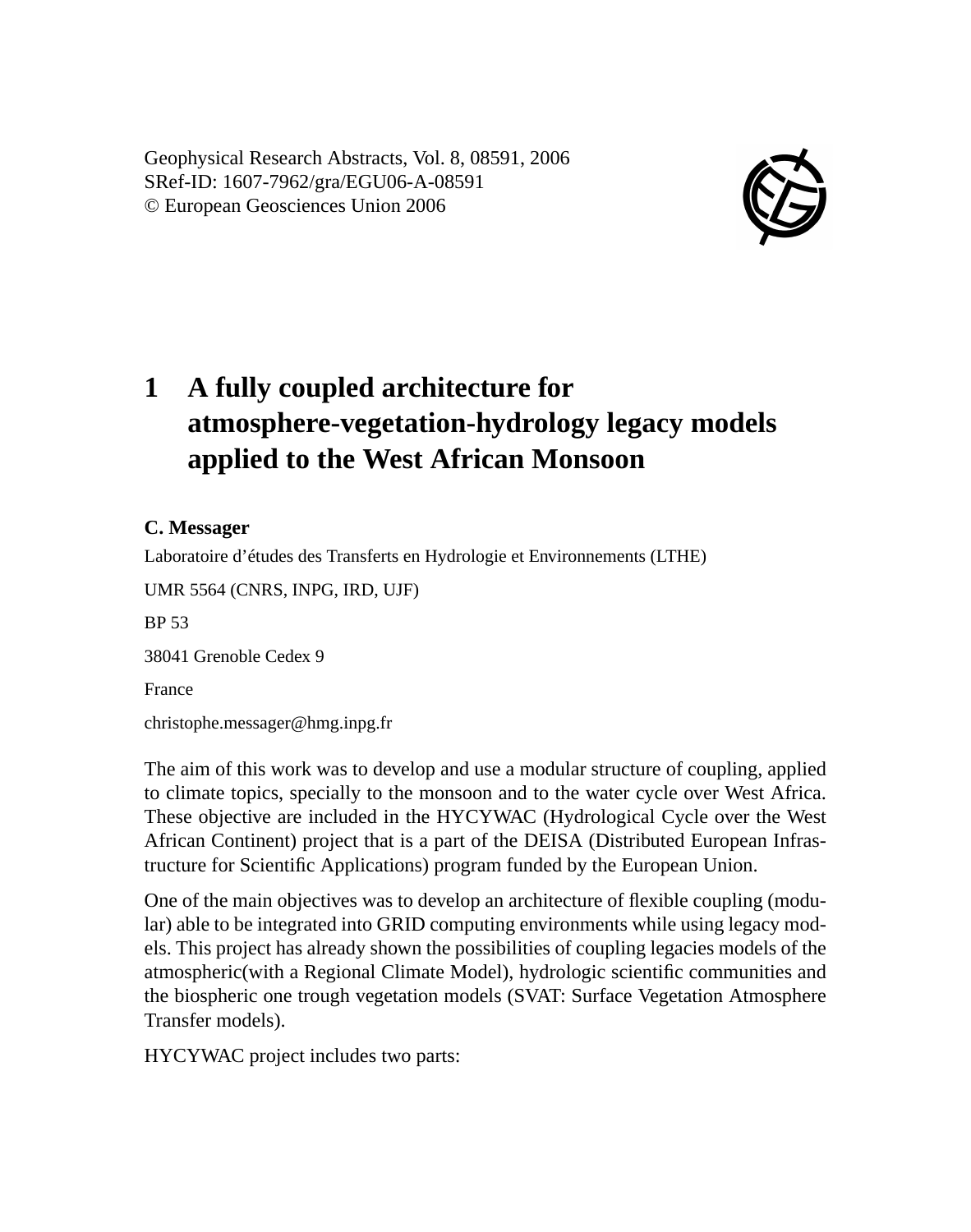Geophysical Research Abstracts, Vol. 8, 08591, 2006
SRef-ID: 1607-7962/gra/EGU06-A-08591
© European Geosciences Union 2006

# 1 A fully coupled architecture for atmosphere-vegetation-hydrology legacy models applied to the West African Monsoon

**C. Messager**

Laboratoire d'études des Transferts en Hydrologie et Environnements (LTHE)

UMR 5564 (CNRS, INPG, IRD, UJF)

BP 53

38041 Grenoble Cedex 9

France

christophe.messager@hmg.inpg.fr

The aim of this work was to develop and use a modular structure of coupling, applied to climate topics, specially to the monsoon and to the water cycle over West Africa. These objective are included in the HYCYWAC (Hydrological Cycle over the West African Continent) project that is a part of the DEISA (Distributed European Infrastructure for Scientific Applications) program funded by the European Union.

One of the main objectives was to develop an architecture of flexible coupling (modular) able to be integrated into GRID computing environments while using legacy models. This project has already shown the possibilities of coupling legacies models of the atmospheric(with a Regional Climate Model), hydrologic scientific communities and the biospheric one trough vegetation models (SVAT: Surface Vegetation Atmosphere Transfer models).

HYCYWAC project includes two parts: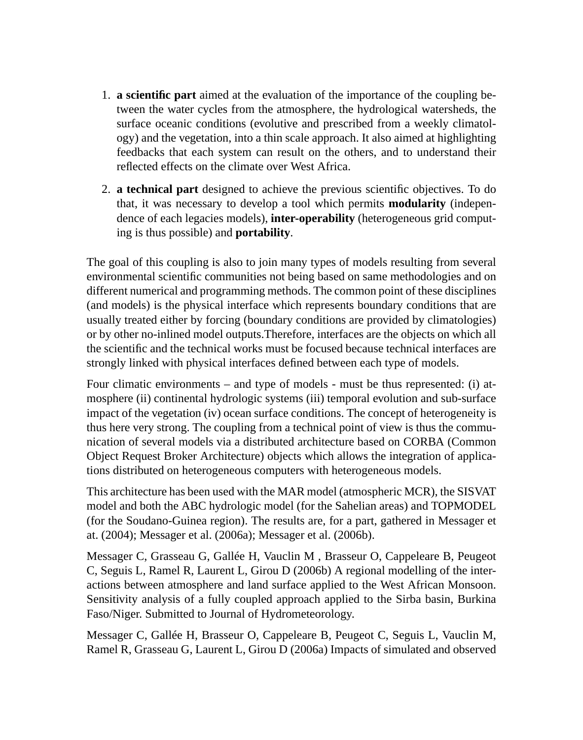1. **a scientific part** aimed at the evaluation of the importance of the coupling between the water cycles from the atmosphere, the hydrological watersheds, the surface oceanic conditions (evolutive and prescribed from a weekly climatology) and the vegetation, into a thin scale approach. It also aimed at highlighting feedbacks that each system can result on the others, and to understand their reflected effects on the climate over West Africa.

2. **a technical part** designed to achieve the previous scientific objectives. To do that, it was necessary to develop a tool which permits **modularity** (independence of each legacies models), **inter-operability** (heterogeneous grid computing is thus possible) and **portability**.

The goal of this coupling is also to join many types of models resulting from several environmental scientific communities not being based on same methodologies and on different numerical and programming methods. The common point of these disciplines (and models) is the physical interface which represents boundary conditions that are usually treated either by forcing (boundary conditions are provided by climatologies) or by other no-inlined model outputs.Therefore, interfaces are the objects on which all the scientific and the technical works must be focused because technical interfaces are strongly linked with physical interfaces defined between each type of models.

Four climatic environments – and type of models - must be thus represented: (i) atmosphere (ii) continental hydrologic systems (iii) temporal evolution and sub-surface impact of the vegetation (iv) ocean surface conditions. The concept of heterogeneity is thus here very strong. The coupling from a technical point of view is thus the communication of several models via a distributed architecture based on CORBA (Common Object Request Broker Architecture) objects which allows the integration of applications distributed on heterogeneous computers with heterogeneous models.

This architecture has been used with the MAR model (atmospheric MCR), the SISVAT model and both the ABC hydrologic model (for the Sahelian areas) and TOPMODEL (for the Soudano-Guinea region). The results are, for a part, gathered in Messager et at. (2004); Messager et al. (2006a); Messager et al. (2006b).

Messager C, Grasseau G, Gallée H, Vauclin M , Brasseur O, Cappeleare B, Peugeot C, Seguis L, Ramel R, Laurent L, Girou D (2006b) A regional modelling of the interactions between atmosphere and land surface applied to the West African Monsoon. Sensitivity analysis of a fully coupled approach applied to the Sirba basin, Burkina Faso/Niger. Submitted to Journal of Hydrometeorology.

Messager C, Gallée H, Brasseur O, Cappeleare B, Peugeot C, Seguis L, Vauclin M, Ramel R, Grasseau G, Laurent L, Girou D (2006a) Impacts of simulated and observed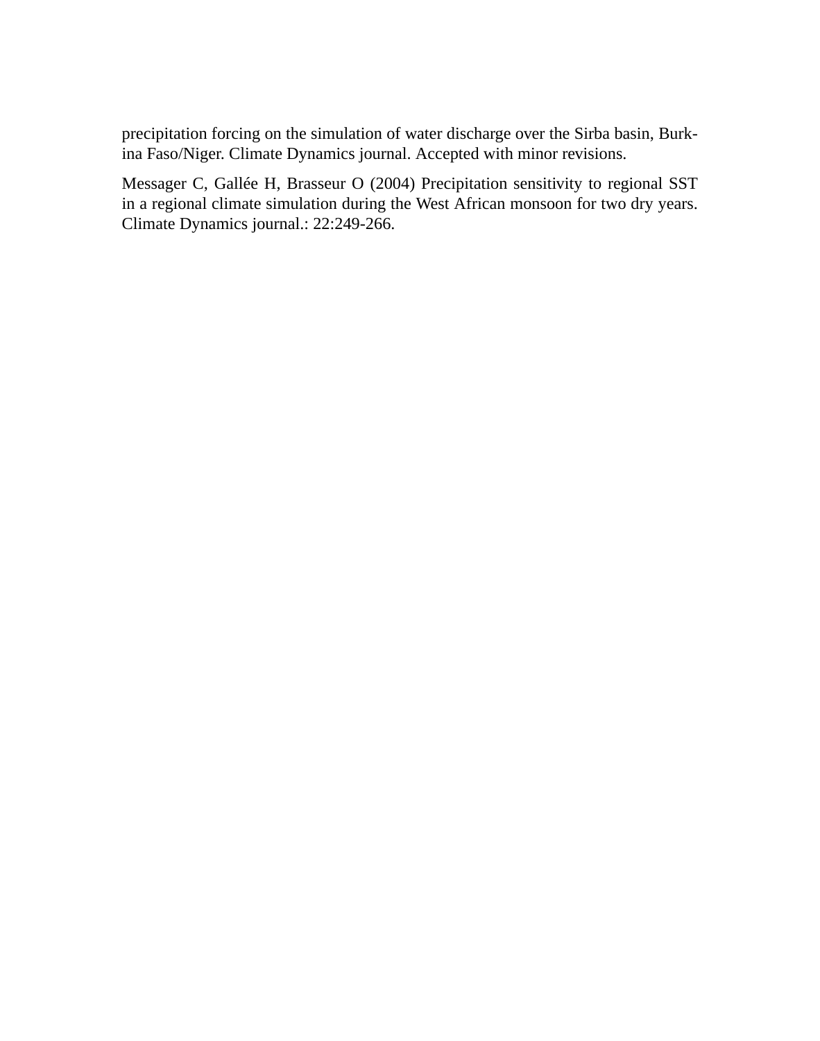precipitation forcing on the simulation of water discharge over the Sirba basin, Burkina Faso/Niger. Climate Dynamics journal. Accepted with minor revisions.

Messager C, Gallée H, Brasseur O (2004) Precipitation sensitivity to regional SST in a regional climate simulation during the West African monsoon for two dry years. Climate Dynamics journal.: 22:249-266.